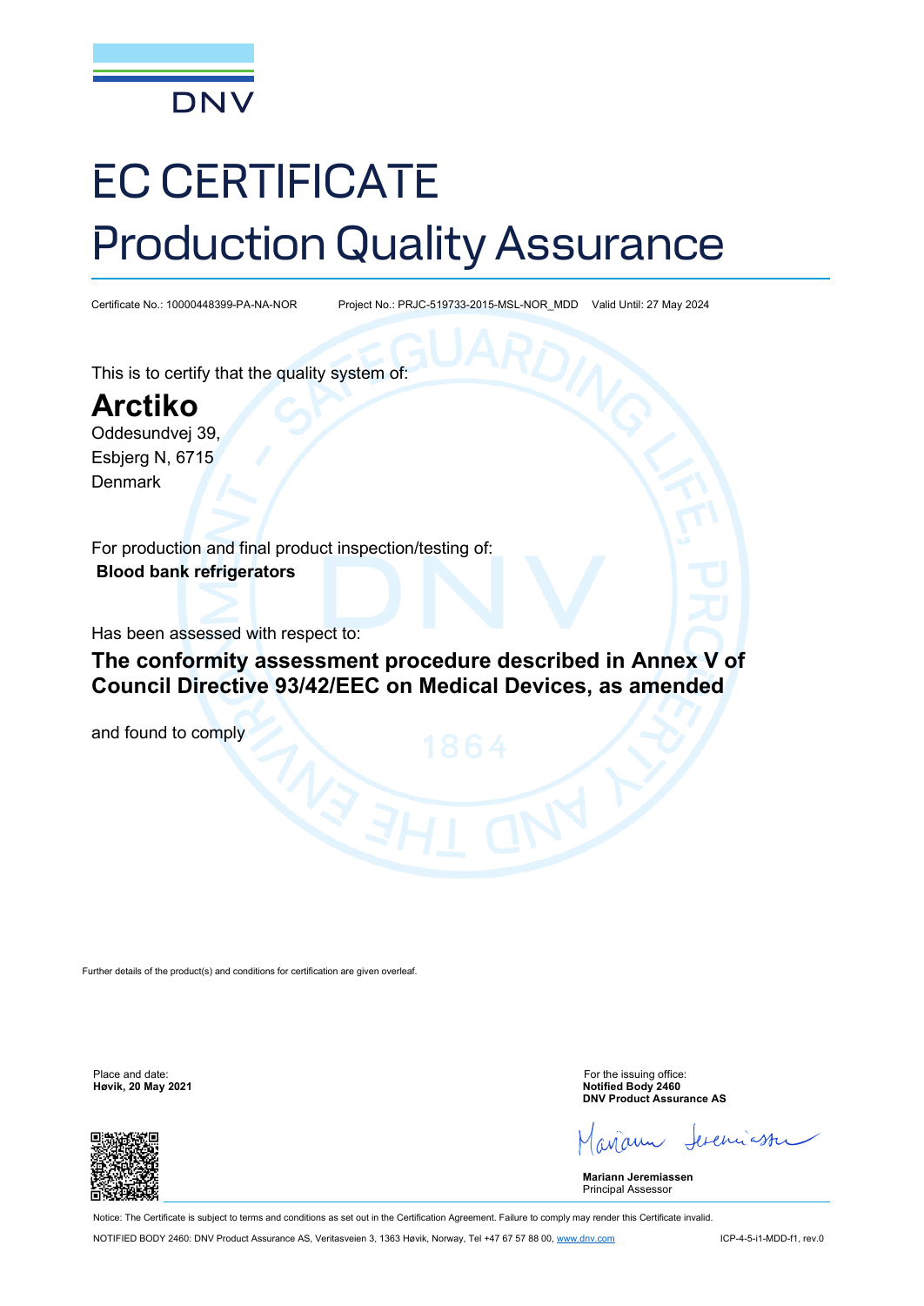DNV

# EC CERTIFICATE
# Production Quality Assurance

Certificate No.: 10000448399-PA-NA-NOR Project No.: PRJC-519733-2015-MSL-NOR_MDD Valid Until: 27 May 2024

This is to certify that the quality system of:

## Arctiko

Oddesundvej 39,
Esbjerg N, 6715
Denmark

For production and final product inspection/testing of:
**Blood bank refrigerators**

Has been assessed with respect to:

**The conformity assessment procedure described in Annex V of Council Directive 93/42/EEC on Medical Devices, as amended**

and found to comply

Further details of the product(s) and conditions for certification are given overleaf.

Place and date:
**Høvik, 20 May 2021**

For the issuing office:
**Notified Body 2460**
**DNV Product Assurance AS**

**Mariann Jeremiassen**
Principal Assessor

Notice: The Certificate is subject to terms and conditions as set out in the Certification Agreement. Failure to comply may render this Certificate invalid.

NOTIFIED BODY 2460: DNV Product Assurance AS, Veritasveien 3, 1363 Høvik, Norway, Tel +47 67 57 88 00, www.dnv.com ICP-4-5-i1-MDD-f1, rev.0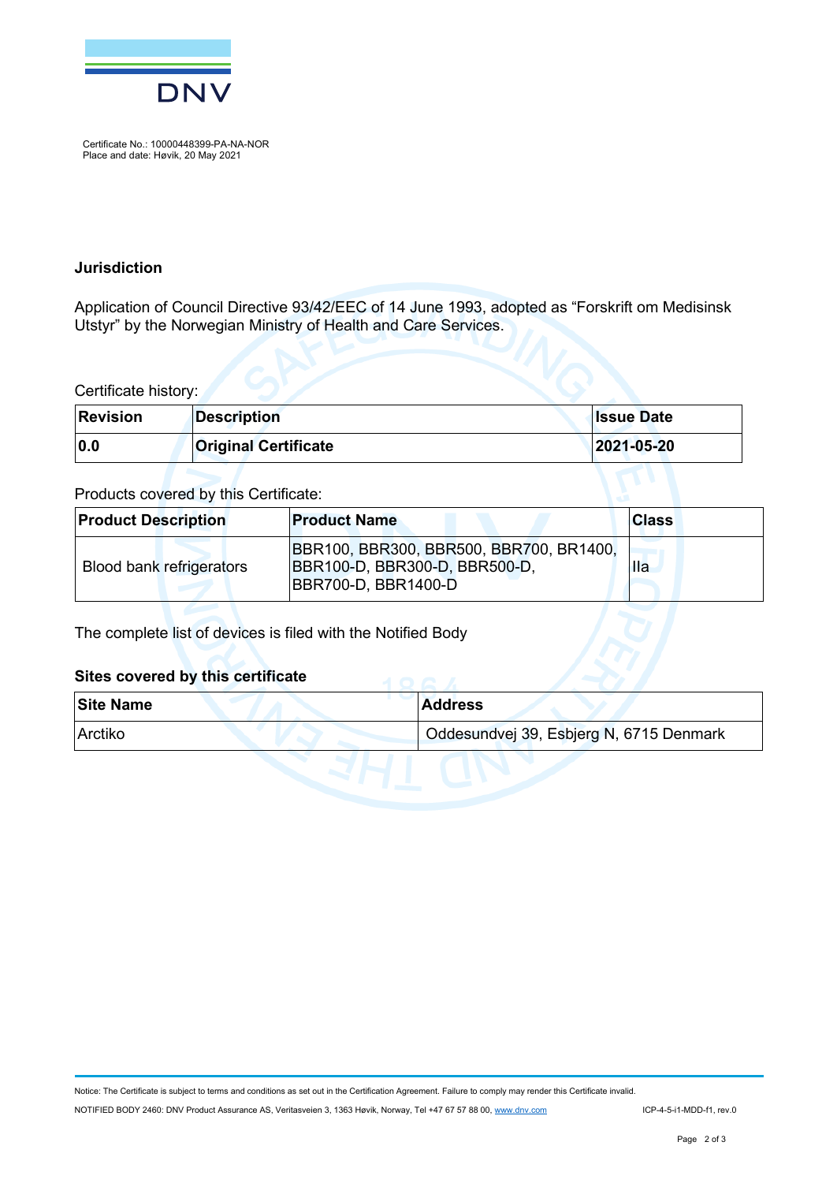Certificate No.: 10000448399-PA-NA-NOR
Place and date: Høvik, 20 May 2021

### Jurisdiction

Application of Council Directive 93/42/EEC of 14 June 1993, adopted as “Forskrift om Medisinsk Utstyr” by the Norwegian Ministry of Health and Care Services.

Certificate history:

| Revision | Description | Issue Date |
|---|---|---|
| **0.0** | **Original Certificate** | **2021-05-20** |

Products covered by this Certificate:

| Product Description | Product Name | Class |
|---|---|---|
| Blood bank refrigerators | BBR100, BBR300, BBR500, BBR700, BR1400, BBR100-D, BBR300-D, BBR500-D, BBR700-D, BBR1400-D | IIa |

The complete list of devices is filed with the Notified Body

### Sites covered by this certificate

| Site Name | Address |
|---|---|
| Arctiko | Oddesundvej 39, Esbjerg N, 6715 Denmark |

Notice: The Certificate is subject to terms and conditions as set out in the Certification Agreement. Failure to comply may render this Certificate invalid.

NOTIFIED BODY 2460: DNV Product Assurance AS, Veritasveien 3, 1363 Høvik, Norway, Tel +47 67 57 88 00, www.dnv.com

ICP-4-5-i1-MDD-f1, rev.0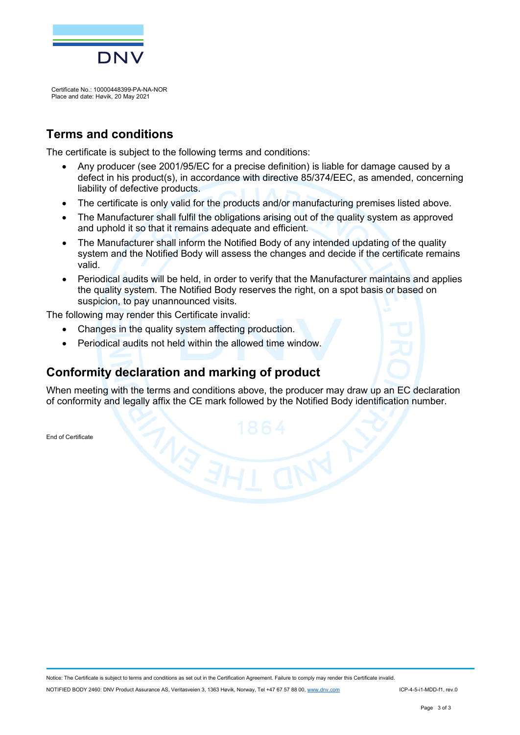Certificate No.: 10000448399-PA-NA-NOR
Place and date: Høvik, 20 May 2021

## Terms and conditions

The certificate is subject to the following terms and conditions:

- Any producer (see 2001/95/EC for a precise definition) is liable for damage caused by a defect in his product(s), in accordance with directive 85/374/EEC, as amended, concerning liability of defective products.
- The certificate is only valid for the products and/or manufacturing premises listed above.
- The Manufacturer shall fulfil the obligations arising out of the quality system as approved and uphold it so that it remains adequate and efficient.
- The Manufacturer shall inform the Notified Body of any intended updating of the quality system and the Notified Body will assess the changes and decide if the certificate remains valid.
- Periodical audits will be held, in order to verify that the Manufacturer maintains and applies the quality system. The Notified Body reserves the right, on a spot basis or based on suspicion, to pay unannounced visits.

The following may render this Certificate invalid:

- Changes in the quality system affecting production.
- Periodical audits not held within the allowed time window.

## Conformity declaration and marking of product

When meeting with the terms and conditions above, the producer may draw up an EC declaration of conformity and legally affix the CE mark followed by the Notified Body identification number.

End of Certificate

Notice: The Certificate is subject to terms and conditions as set out in the Certification Agreement. Failure to comply may render this Certificate invalid.

NOTIFIED BODY 2460: DNV Product Assurance AS, Veritasveien 3, 1363 Høvik, Norway, Tel +47 67 57 88 00, www.dnv.com ICP-4-5-i1-MDD-f1, rev.0